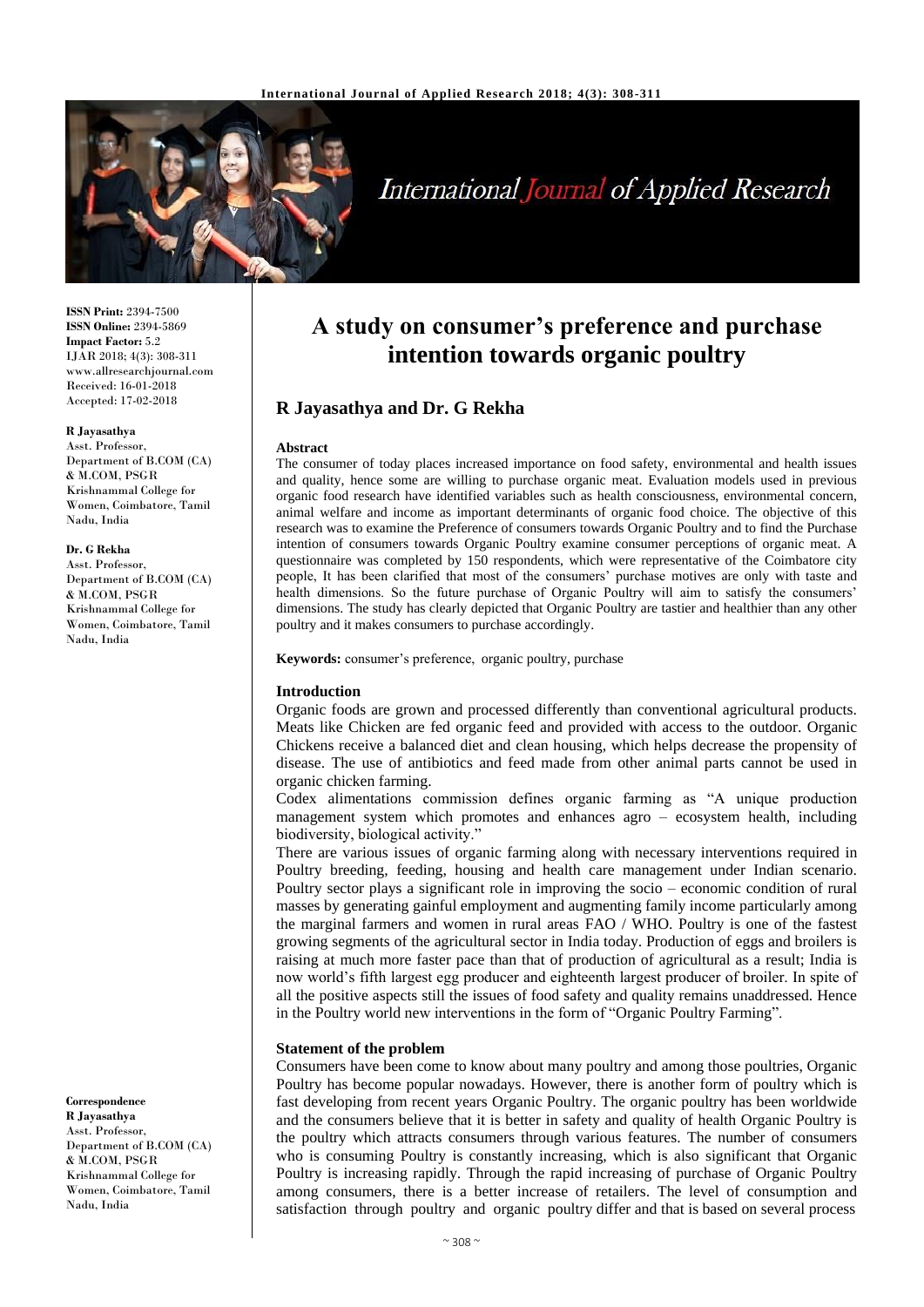**ISSN Print:** 2394-7500
**ISSN Online:** 2394-5869
**Impact Factor:** 5.2
IJAR 2018; 4(3): 308-311
www.allresearchjournal.com
Received: 16-01-2018
Accepted: 17-02-2018

**R Jayasathya**
Asst. Professor, Department of B.COM (CA) & M.COM, PSGR Krishnammal College for Women, Coimbatore, Tamil Nadu, India

**Dr. G Rekha**
Asst. Professor, Department of B.COM (CA) & M.COM, PSGR Krishnammal College for Women, Coimbatore, Tamil Nadu, India

**Correspondence**
**R Jayasathya**
Asst. Professor, Department of B.COM (CA) & M.COM, PSGR Krishnammal College for Women, Coimbatore, Tamil Nadu, India

# A study on consumer's preference and purchase intention towards organic poultry

## R Jayasathya and Dr. G Rekha

### Abstract

The consumer of today places increased importance on food safety, environmental and health issues and quality, hence some are willing to purchase organic meat. Evaluation models used in previous organic food research have identified variables such as health consciousness, environmental concern, animal welfare and income as important determinants of organic food choice. The objective of this research was to examine the Preference of consumers towards Organic Poultry and to find the Purchase intention of consumers towards Organic Poultry examine consumer perceptions of organic meat. A questionnaire was completed by 150 respondents, which were representative of the Coimbatore city people, It has been clarified that most of the consumers' purchase motives are only with taste and health dimensions. So the future purchase of Organic Poultry will aim to satisfy the consumers' dimensions. The study has clearly depicted that Organic Poultry are tastier and healthier than any other poultry and it makes consumers to purchase accordingly.

**Keywords:** consumer's preference, organic poultry, purchase

### Introduction

Organic foods are grown and processed differently than conventional agricultural products. Meats like Chicken are fed organic feed and provided with access to the outdoor. Organic Chickens receive a balanced diet and clean housing, which helps decrease the propensity of disease. The use of antibiotics and feed made from other animal parts cannot be used in organic chicken farming.

Codex alimentations commission defines organic farming as "A unique production management system which promotes and enhances agro – ecosystem health, including biodiversity, biological activity."

There are various issues of organic farming along with necessary interventions required in Poultry breeding, feeding, housing and health care management under Indian scenario. Poultry sector plays a significant role in improving the socio – economic condition of rural masses by generating gainful employment and augmenting family income particularly among the marginal farmers and women in rural areas FAO / WHO. Poultry is one of the fastest growing segments of the agricultural sector in India today. Production of eggs and broilers is raising at much more faster pace than that of production of agricultural as a result; India is now world's fifth largest egg producer and eighteenth largest producer of broiler. In spite of all the positive aspects still the issues of food safety and quality remains unaddressed. Hence in the Poultry world new interventions in the form of "Organic Poultry Farming".

### Statement of the problem

Consumers have been come to know about many poultry and among those poultries, Organic Poultry has become popular nowadays. However, there is another form of poultry which is fast developing from recent years Organic Poultry. The organic poultry has been worldwide and the consumers believe that it is better in safety and quality of health Organic Poultry is the poultry which attracts consumers through various features. The number of consumers who is consuming Poultry is constantly increasing, which is also significant that Organic Poultry is increasing rapidly. Through the rapid increasing of purchase of Organic Poultry among consumers, there is a better increase of retailers. The level of consumption and satisfaction through poultry and organic poultry differ and that is based on several process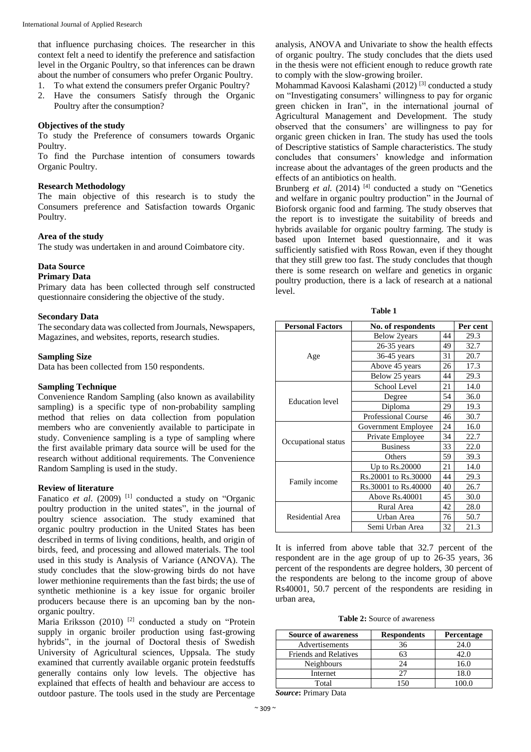that influence purchasing choices. The researcher in this context felt a need to identify the preference and satisfaction level in the Organic Poultry, so that inferences can be drawn about the number of consumers who prefer Organic Poultry.

1. To what extend the consumers prefer Organic Poultry?
2. Have the consumers Satisfy through the Organic Poultry after the consumption?

**Objectives of the study**

To study the Preference of consumers towards Organic Poultry.

To find the Purchase intention of consumers towards Organic Poultry.

**Research Methodology**

The main objective of this research is to study the Consumers preference and Satisfaction towards Organic Poultry.

**Area of the study**

The study was undertaken in and around Coimbatore city.

**Data Source**

**Primary Data**

Primary data has been collected through self constructed questionnaire considering the objective of the study.

**Secondary Data**

The secondary data was collected from Journals, Newspapers, Magazines, and websites, reports, research studies.

**Sampling Size**

Data has been collected from 150 respondents.

**Sampling Technique**

Convenience Random Sampling (also known as availability sampling) is a specific type of non-probability sampling method that relies on data collection from population members who are conveniently available to participate in study. Convenience sampling is a type of sampling where the first available primary data source will be used for the research without additional requirements. The Convenience Random Sampling is used in the study.

**Review of literature**

Fanatico *et al*. (2009) [1] conducted a study on "Organic poultry production in the united states", in the journal of poultry science association. The study examined that organic poultry production in the United States has been described in terms of living conditions, health, and origin of birds, feed, and processing and allowed materials. The tool used in this study is Analysis of Variance (ANOVA). The study concludes that the slow-growing birds do not have lower methionine requirements than the fast birds; the use of synthetic methionine is a key issue for organic broiler producers because there is an upcoming ban by the non-organic poultry.

Maria Eriksson (2010) [2] conducted a study on "Protein supply in organic broiler production using fast-growing hybrids", in the journal of Doctoral thesis of Swedish University of Agricultural sciences, Uppsala. The study examined that currently available organic protein feedstuffs generally contains only low levels. The objective has explained that effects of health and behaviour are access to outdoor pasture. The tools used in the study are Percentage analysis, ANOVA and Univariate to show the health effects of organic poultry. The study concludes that the diets used in the thesis were not efficient enough to reduce growth rate to comply with the slow-growing broiler.

Mohammad Kavoosi Kalashami (2012) [3] conducted a study on "Investigating consumers' willingness to pay for organic green chicken in Iran", in the international journal of Agricultural Management and Development. The study observed that the consumers' are willingness to pay for organic green chicken in Iran. The study has used the tools of Descriptive statistics of Sample characteristics. The study concludes that consumers' knowledge and information increase about the advantages of the green products and the effects of an antibiotics on health.

Brunberg *et al.* (2014) [4] conducted a study on "Genetics and welfare in organic poultry production" in the Journal of Bioforsk organic food and farming. The study observes that the report is to investigate the suitability of breeds and hybrids available for organic poultry farming. The study is based upon Internet based questionnaire, and it was sufficiently satisfied with Ross Rowan, even if they thought that they still grew too fast. The study concludes that though there is some research on welfare and genetics in organic poultry production, there is a lack of research at a national level.

**Table 1**

| Personal Factors | No. of respondents | | Per cent |
|---|---|---|---|
| Age | Below 2years | 44 | 29.3 |
| | 26-35 years | 49 | 32.7 |
| | 36-45 years | 31 | 20.7 |
| | Above 45 years | 26 | 17.3 |
| | Below 25 years | 44 | 29.3 |
| Education level | School Level | 21 | 14.0 |
| | Degree | 54 | 36.0 |
| | Diploma | 29 | 19.3 |
| | Professional Course | 46 | 30.7 |
| Occupational status | Government Employee | 24 | 16.0 |
| | Private Employee | 34 | 22.7 |
| | Business | 33 | 22.0 |
| | Others | 59 | 39.3 |
| Family income | Up to Rs.20000 | 21 | 14.0 |
| | Rs.20001 to Rs.30000 | 44 | 29.3 |
| | Rs.30001 to Rs.40000 | 40 | 26.7 |
| | Above Rs.40001 | 45 | 30.0 |
| Residential Area | Rural Area | 42 | 28.0 |
| | Urban Area | 76 | 50.7 |
| | Semi Urban Area | 32 | 21.3 |

It is inferred from above table that 32.7 percent of the respondent are in the age group of up to 26-35 years, 36 percent of the respondents are degree holders, 30 percent of the respondents are belong to the income group of above Rs40001, 50.7 percent of the respondents are residing in urban area,

**Table 2:** Source of awareness

| Source of awareness | Respondents | Percentage |
|---|---|---|
| Advertisements | 36 | 24.0 |
| Friends and Relatives | 63 | 42.0 |
| Neighbours | 24 | 16.0 |
| Internet | 27 | 18.0 |
| Total | 150 | 100.0 |

***Source*:** Primary Data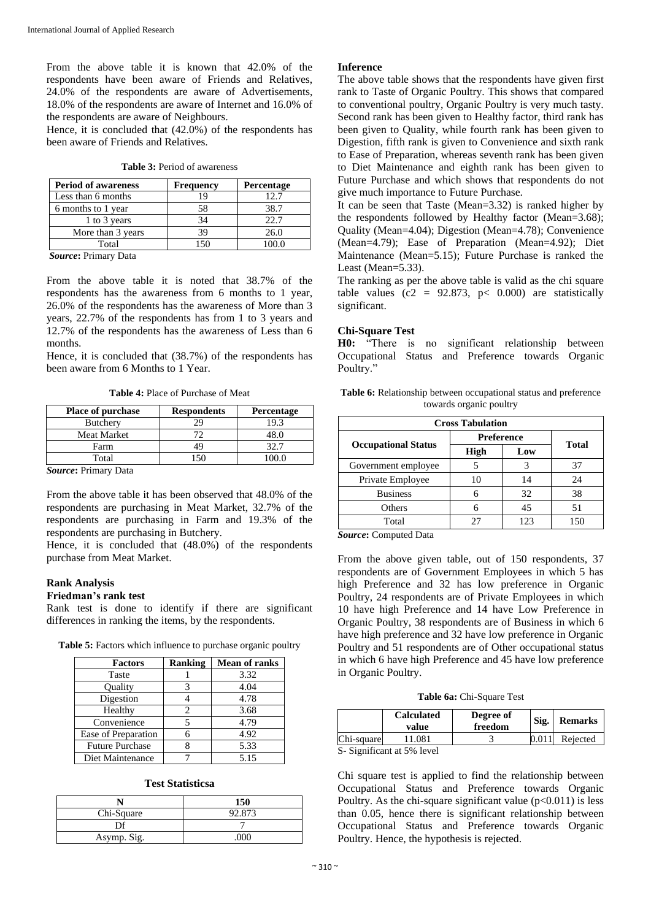From the above table it is known that 42.0% of the respondents have been aware of Friends and Relatives, 24.0% of the respondents are aware of Advertisements, 18.0% of the respondents are aware of Internet and 16.0% of the respondents are aware of Neighbours.

Hence, it is concluded that (42.0%) of the respondents has been aware of Friends and Relatives.

**Table 3:** Period of awareness

| Period of awareness | Frequency | Percentage |
|---|---|---|
| Less than 6 months | 19 | 12.7 |
| 6 months to 1 year | 58 | 38.7 |
| 1 to 3 years | 34 | 22.7 |
| More than 3 years | 39 | 26.0 |
| Total | 150 | 100.0 |

***Source*:** Primary Data

From the above table it is noted that 38.7% of the respondents has the awareness from 6 months to 1 year, 26.0% of the respondents has the awareness of More than 3 years, 22.7% of the respondents has from 1 to 3 years and 12.7% of the respondents has the awareness of Less than 6 months.

Hence, it is concluded that (38.7%) of the respondents has been aware from 6 Months to 1 Year.

**Table 4:** Place of Purchase of Meat

| Place of purchase | Respondents | Percentage |
|---|---|---|
| Butchery | 29 | 19.3 |
| Meat Market | 72 | 48.0 |
| Farm | 49 | 32.7 |
| Total | 150 | 100.0 |

***Source*:** Primary Data

From the above table it has been observed that 48.0% of the respondents are purchasing in Meat Market, 32.7% of the respondents are purchasing in Farm and 19.3% of the respondents are purchasing in Butchery.

Hence, it is concluded that (48.0%) of the respondents purchase from Meat Market.

**Rank Analysis**

**Friedman's rank test**

Rank test is done to identify if there are significant differences in ranking the items, by the respondents.

**Table 5:** Factors which influence to purchase organic poultry

| Factors | Ranking | Mean of ranks |
|---|---|---|
| Taste | 1 | 3.32 |
| Quality | 3 | 4.04 |
| Digestion | 4 | 4.78 |
| Healthy | 2 | 3.68 |
| Convenience | 5 | 4.79 |
| Ease of Preparation | 6 | 4.92 |
| Future Purchase | 8 | 5.33 |
| Diet Maintenance | 7 | 5.15 |

**Test Statisticsa**

| N | 150 |
|---|---|
| Chi-Square | 92.873 |
| Df | 7 |
| Asymp. Sig. | .000 |

**Inference**

The above table shows that the respondents have given first rank to Taste of Organic Poultry. This shows that compared to conventional poultry, Organic Poultry is very much tasty. Second rank has been given to Healthy factor, third rank has been given to Quality, while fourth rank has been given to Digestion, fifth rank is given to Convenience and sixth rank to Ease of Preparation, whereas seventh rank has been given to Diet Maintenance and eighth rank has been given to Future Purchase and which shows that respondents do not give much importance to Future Purchase.

It can be seen that Taste (Mean=3.32) is ranked higher by the respondents followed by Healthy factor (Mean=3.68); Quality (Mean=4.04); Digestion (Mean=4.78); Convenience (Mean=4.79); Ease of Preparation (Mean=4.92); Diet Maintenance (Mean=5.15); Future Purchase is ranked the Least (Mean=5.33).

The ranking as per the above table is valid as the chi square table values (c2 = 92.873, p< 0.000) are statistically significant.

**Chi-Square Test**

**H0:** "There is no significant relationship between Occupational Status and Preference towards Organic Poultry."

**Table 6:** Relationship between occupational status and preference towards organic poultry

| Cross Tabulation | | | |
|---|---|---|---|
| Occupational Status | Preference | | Total |
| | High | Low | |
| Government employee | 5 | 3 | 37 |
| Private Employee | 10 | 14 | 24 |
| Business | 6 | 32 | 38 |
| Others | 6 | 45 | 51 |
| Total | 27 | 123 | 150 |

***Source*:** Computed Data

From the above given table, out of 150 respondents, 37 respondents are of Government Employees in which 5 has high Preference and 32 has low preference in Organic Poultry, 24 respondents are of Private Employees in which 10 have high Preference and 14 have Low Preference in Organic Poultry, 38 respondents are of Business in which 6 have high preference and 32 have low preference in Organic Poultry and 51 respondents are of Other occupational status in which 6 have high Preference and 45 have low preference in Organic Poultry.

**Table 6a:** Chi-Square Test

| | Calculated value | Degree of freedom | Sig. | Remarks |
|---|---|---|---|---|
| Chi-square | 11.081 | 3 | 0.011 | Rejected |

S- Significant at 5% level

Chi square test is applied to find the relationship between Occupational Status and Preference towards Organic Poultry. As the chi-square significant value ($p<0.011$) is less than 0.05, hence there is significant relationship between Occupational Status and Preference towards Organic Poultry. Hence, the hypothesis is rejected.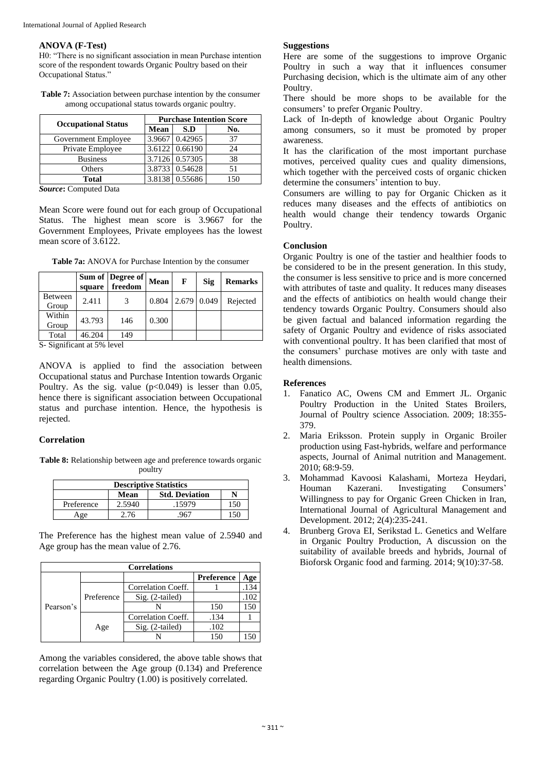### ANOVA (F-Test)

H0: "There is no significant association in mean Purchase intention score of the respondent towards Organic Poultry based on their Occupational Status."

**Table 7:** Association between purchase intention by the consumer among occupational status towards organic poultry.

| Occupational Status | Purchase Intention Score | | |
|---|---|---|---|
| | Mean | S.D | No. |
| Government Employee | 3.9667 | 0.42965 | 37 |
| Private Employee | 3.6122 | 0.66190 | 24 |
| Business | 3.7126 | 0.57305 | 38 |
| Others | 3.8733 | 0.54628 | 51 |
| **Total** | 3.8138 | 0.55686 | 150 |

***Source*:** Computed Data

Mean Score were found out for each group of Occupational Status. The highest mean score is 3.9667 for the Government Employees, Private employees has the lowest mean score of 3.6122.

**Table 7a:** ANOVA for Purchase Intention by the consumer

| | Sum of square | Degree of freedom | Mean | F | Sig | Remarks |
|---|---|---|---|---|---|---|
| Between Group | 2.411 | 3 | 0.804 | 2.679 | 0.049 | Rejected |
| Within Group | 43.793 | 146 | 0.300 | | | |
| Total | 46.204 | 149 | | | | |

S- Significant at 5% level

ANOVA is applied to find the association between Occupational status and Purchase Intention towards Organic Poultry. As the sig. value ($p<0.049$) is lesser than 0.05, hence there is significant association between Occupational status and purchase intention. Hence, the hypothesis is rejected.

### Correlation

**Table 8:** Relationship between age and preference towards organic poultry

| Descriptive Statistics | | | |
|---|---|---|---|
| | Mean | Std. Deviation | N |
| Preference | 2.5940 | .15979 | 150 |
| Age | 2.76 | .967 | 150 |

The Preference has the highest mean value of 2.5940 and Age group has the mean value of 2.76.

| Correlations | | | | |
|---|---|---|---|---|
| | | | Preference | Age |
| Pearson's | Preference | Correlation Coeff. | 1 | .134 |
| | | Sig. (2-tailed) | | .102 |
| | | N | 150 | 150 |
| | Age | Correlation Coeff. | .134 | 1 |
| | | Sig. (2-tailed) | .102 | |
| | | N | 150 | 150 |

Among the variables considered, the above table shows that correlation between the Age group (0.134) and Preference regarding Organic Poultry (1.00) is positively correlated.

### Suggestions

Here are some of the suggestions to improve Organic Poultry in such a way that it influences consumer Purchasing decision, which is the ultimate aim of any other Poultry.

There should be more shops to be available for the consumers' to prefer Organic Poultry.

Lack of In-depth of knowledge about Organic Poultry among consumers, so it must be promoted by proper awareness.

It has the clarification of the most important purchase motives, perceived quality cues and quality dimensions, which together with the perceived costs of organic chicken determine the consumers' intention to buy.

Consumers are willing to pay for Organic Chicken as it reduces many diseases and the effects of antibiotics on health would change their tendency towards Organic Poultry.

### Conclusion

Organic Poultry is one of the tastier and healthier foods to be considered to be in the present generation. In this study, the consumer is less sensitive to price and is more concerned with attributes of taste and quality. It reduces many diseases and the effects of antibiotics on health would change their tendency towards Organic Poultry. Consumers should also be given factual and balanced information regarding the safety of Organic Poultry and evidence of risks associated with conventional poultry. It has been clarified that most of the consumers' purchase motives are only with taste and health dimensions.

### References

1. Fanatico AC, Owens CM and Emmert JL. Organic Poultry Production in the United States Broilers, Journal of Poultry science Association. 2009; 18:355-379.
2. Maria Eriksson. Protein supply in Organic Broiler production using Fast-hybrids, welfare and performance aspects, Journal of Animal nutrition and Management. 2010; 68:9-59.
3. Mohammad Kavoosi Kalashami, Morteza Heydari, Houman Kazerani. Investigating Consumers' Willingness to pay for Organic Green Chicken in Iran, International Journal of Agricultural Management and Development. 2012; 2(4):235-241.
4. Brunberg Grova EI, Serikstad L. Genetics and Welfare in Organic Poultry Production, A discussion on the suitability of available breeds and hybrids, Journal of Bioforsk Organic food and farming. 2014; 9(10):37-58.